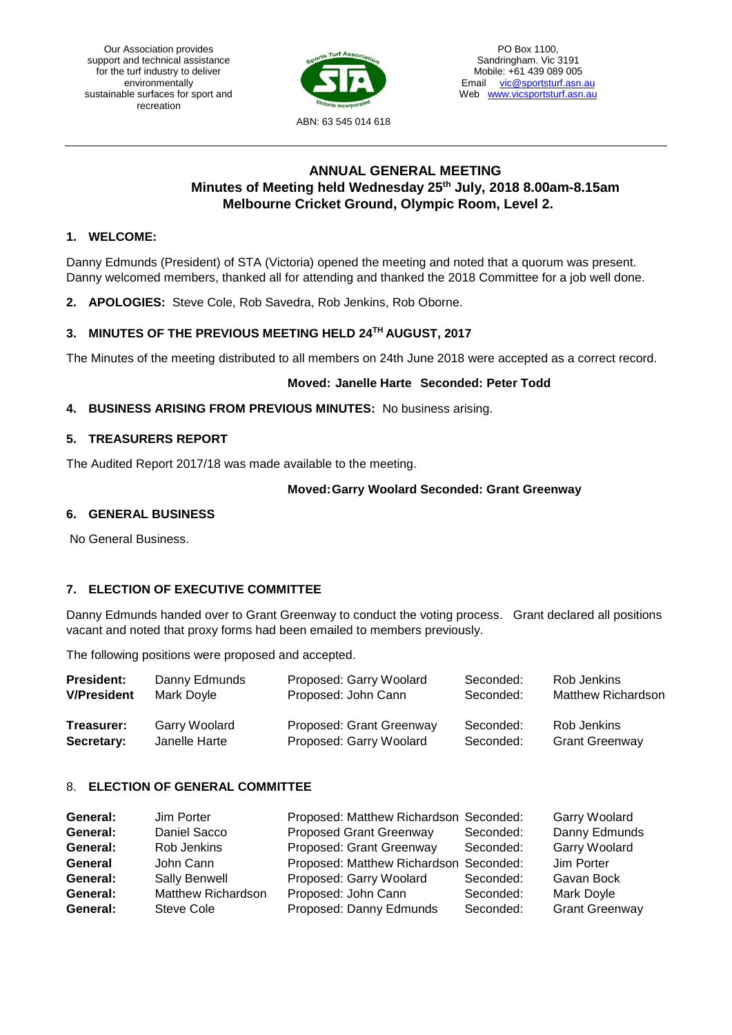Our Association provides support and technical assistance for the turf industry to deliver environmentally sustainable surfaces for sport and recreation

ABN: 63 545 014 618

PO Box 1100,
Sandringham. Vic 3191
Mobile: +61 439 089 005
Email vic@sportsturf.asn.au
Web www.vicsportsturf.asn.au

---

## ANNUAL GENERAL MEETING
## Minutes of Meeting held Wednesday 25th July, 2018 8.00am-8.15am
## Melbourne Cricket Ground, Olympic Room, Level 2.

### 1. WELCOME:

Danny Edmunds (President) of STA (Victoria) opened the meeting and noted that a quorum was present. Danny welcomed members, thanked all for attending and thanked the 2018 Committee for a job well done.

### 2. APOLOGIES: Steve Cole, Rob Savedra, Rob Jenkins, Rob Oborne.

### 3. MINUTES OF THE PREVIOUS MEETING HELD 24TH AUGUST, 2017

The Minutes of the meeting distributed to all members on 24th June 2018 were accepted as a correct record.

**Moved: Janelle Harte Seconded: Peter Todd**

### 4. BUSINESS ARISING FROM PREVIOUS MINUTES: No business arising.

### 5. TREASURERS REPORT

The Audited Report 2017/18 was made available to the meeting.

**Moved: Garry Woolard Seconded: Grant Greenway**

### 6. GENERAL BUSINESS

No General Business.

### 7. ELECTION OF EXECUTIVE COMMITTEE

Danny Edmunds handed over to Grant Greenway to conduct the voting process. Grant declared all positions vacant and noted that proxy forms had been emailed to members previously.

The following positions were proposed and accepted.

| | | | | |
|---|---|---|---|---|
| **President:** | Danny Edmunds | Proposed: Garry Woolard | Seconded: | Rob Jenkins |
| **V/President** | Mark Doyle | Proposed: John Cann | Seconded: | Matthew Richardson |
| **Treasurer:** | Garry Woolard | Proposed: Grant Greenway | Seconded: | Rob Jenkins |
| **Secretary:** | Janelle Harte | Proposed: Garry Woolard | Seconded: | Grant Greenway |

### 8. ELECTION OF GENERAL COMMITTEE

| | | | | |
|---|---|---|---|---|
| **General:** | Jim Porter | Proposed: Matthew Richardson | Seconded: | Garry Woolard |
| **General:** | Daniel Sacco | Proposed Grant Greenway | Seconded: | Danny Edmunds |
| **General:** | Rob Jenkins | Proposed: Grant Greenway | Seconded: | Garry Woolard |
| **General** | John Cann | Proposed: Matthew Richardson | Seconded: | Jim Porter |
| **General:** | Sally Benwell | Proposed: Garry Woolard | Seconded: | Gavan Bock |
| **General:** | Matthew Richardson | Proposed: John Cann | Seconded: | Mark Doyle |
| **General:** | Steve Cole | Proposed: Danny Edmunds | Seconded: | Grant Greenway |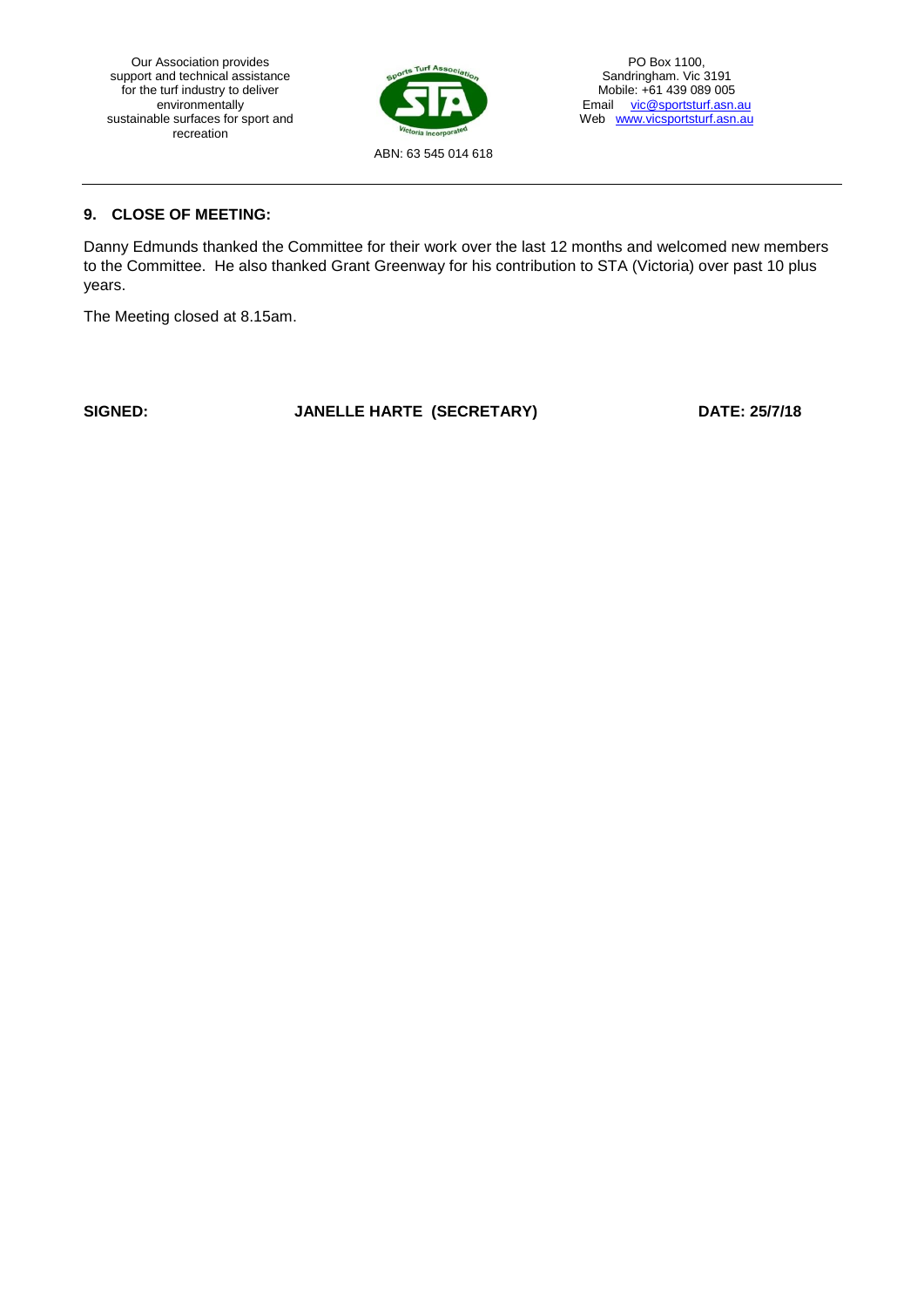Our Association provides support and technical assistance for the turf industry to deliver environmentally sustainable surfaces for sport and recreation

ABN: 63 545 014 618

PO Box 1100,
Sandringham. Vic 3191
Mobile: +61 439 089 005
Email vic@sportsturf.asn.au
Web www.vicsportsturf.asn.au

---

## 9. CLOSE OF MEETING:

Danny Edmunds thanked the Committee for their work over the last 12 months and welcomed new members to the Committee. He also thanked Grant Greenway for his contribution to STA (Victoria) over past 10 plus years.

The Meeting closed at 8.15am.

**SIGNED:** **JANELLE HARTE (SECRETARY)** **DATE: 25/7/18**